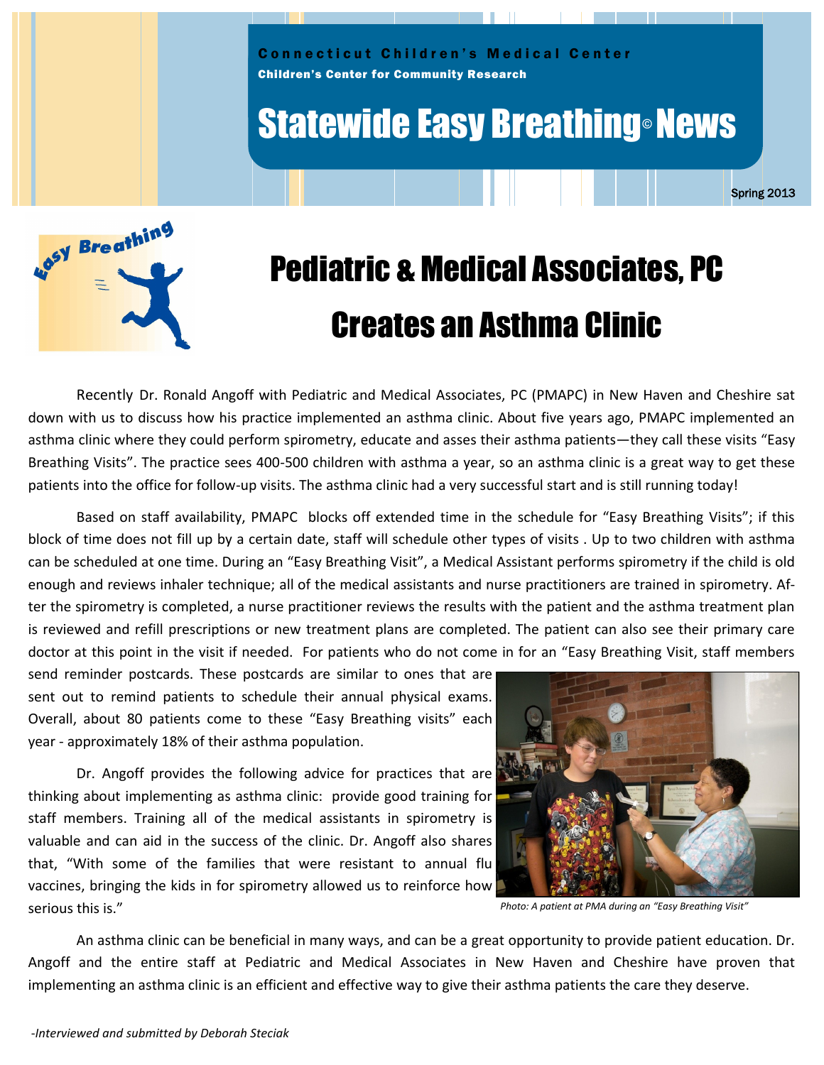Connecticut Children's Medical Center

Children's Center for Community Research

# Statewide Easy Breathing© News

Spring 2013

## Pediatric & Medical Associates, PC Creates an Asthma Clinic

Recently Dr. Ronald Angoff with Pediatric and Medical Associates, PC (PMAPC) in New Haven and Cheshire sat down with us to discuss how his practice implemented an asthma clinic. About five years ago, PMAPC implemented an asthma clinic where they could perform spirometry, educate and asses their asthma patients—they call these visits "Easy Breathing Visits". The practice sees 400-500 children with asthma a year, so an asthma clinic is a great way to get these patients into the office for follow-up visits. The asthma clinic had a very successful start and is still running today!

Based on staff availability, PMAPC blocks off extended time in the schedule for "Easy Breathing Visits"; if this block of time does not fill up by a certain date, staff will schedule other types of visits . Up to two children with asthma can be scheduled at one time. During an "Easy Breathing Visit", a Medical Assistant performs spirometry if the child is old enough and reviews inhaler technique; all of the medical assistants and nurse practitioners are trained in spirometry. After the spirometry is completed, a nurse practitioner reviews the results with the patient and the asthma treatment plan is reviewed and refill prescriptions or new treatment plans are completed. The patient can also see their primary care doctor at this point in the visit if needed. For patients who do not come in for an "Easy Breathing Visit, staff members send reminder postcards. These postcards are similar to ones that are sent out to remind patients to schedule their annual physical exams. Overall, about 80 patients come to these "Easy Breathing visits" each year - approximately 18% of their asthma population.

Dr. Angoff provides the following advice for practices that are thinking about implementing as asthma clinic: provide good training for staff members. Training all of the medical assistants in spirometry is valuable and can aid in the success of the clinic. Dr. Angoff also shares that, "With some of the families that were resistant to annual flu vaccines, bringing the kids in for spirometry allowed us to reinforce how serious this is."

*Photo: A patient at PMA during an "Easy Breathing Visit"*

An asthma clinic can be beneficial in many ways, and can be a great opportunity to provide patient education. Dr. Angoff and the entire staff at Pediatric and Medical Associates in New Haven and Cheshire have proven that implementing an asthma clinic is an efficient and effective way to give their asthma patients the care they deserve.

*-Interviewed and submitted by Deborah Steciak*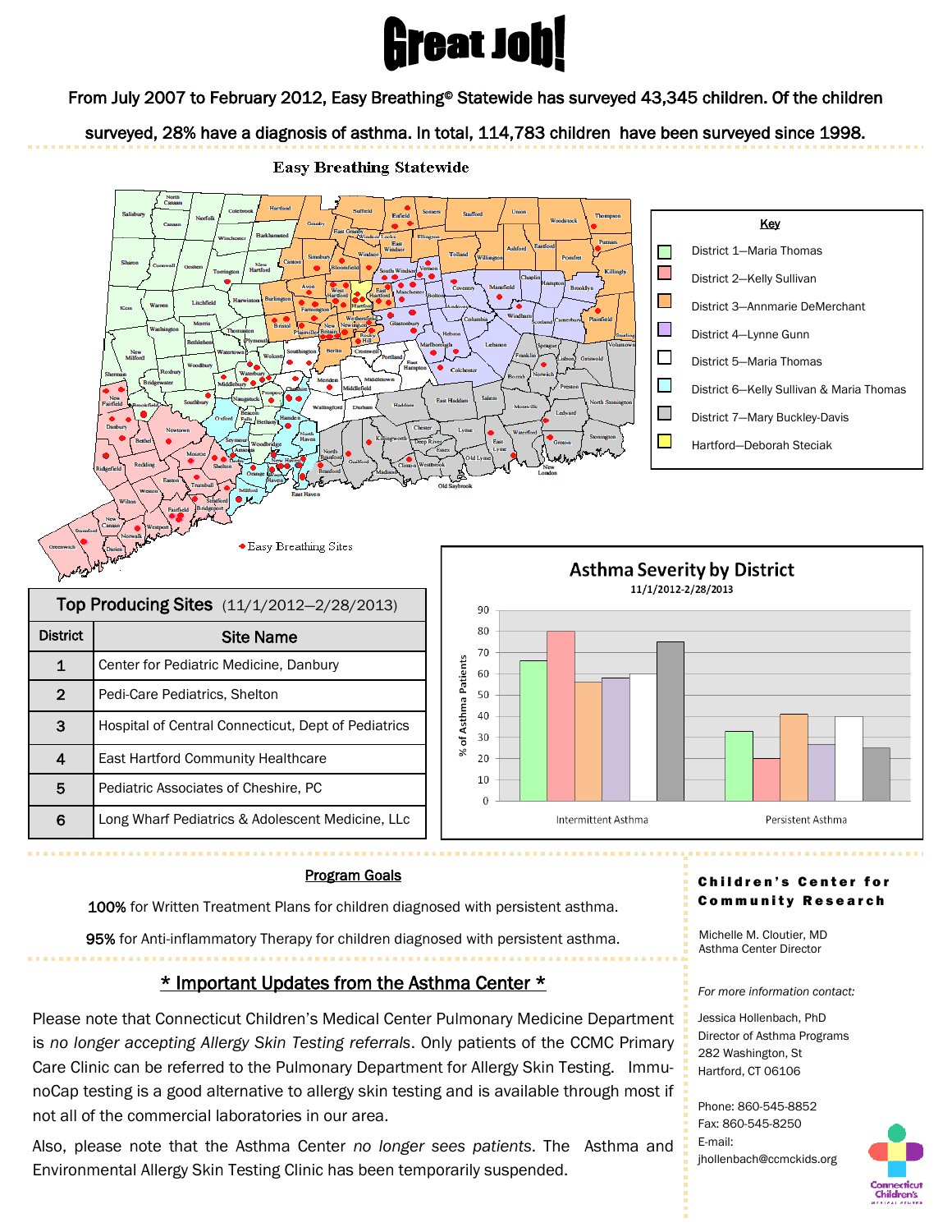# Great Job!

From July 2007 to February 2012, Easy Breathing© Statewide has surveyed 43,345 children. Of the children surveyed, 28% have a diagnosis of asthma. In total, 114,783 children have been surveyed since 1998.

**Easy Breathing Statewide**

Key

- District 1—Maria Thomas
- District 2—Kelly Sullivan
- District 3—Annmarie DeMerchant
- District 4—Lynne Gunn
- District 5—Maria Thomas
- District 6—Kelly Sullivan & Maria Thomas
- District 7—Mary Buckley-Davis
- Hartford—Deborah Steciak

• Easy Breathing Sites

| Top Producing Sites (11/1/2012—2/28/2013) | |
|---|---|
| **District** | **Site Name** |
| 1 | Center for Pediatric Medicine, Danbury |
| 2 | Pedi-Care Pediatrics, Shelton |
| 3 | Hospital of Central Connecticut, Dept of Pediatrics |
| 4 | East Hartford Community Healthcare |
| 5 | Pediatric Associates of Cheshire, PC |
| 6 | Long Wharf Pediatrics & Adolescent Medicine, LLc |

**Asthma Severity by District**
11/1/2012-2/28/2013

% of Asthma Patients

0
10
20
30
40
50
60
70
80
90

Intermittent Asthma
Persistent Asthma

## Program Goals

**100%** for Written Treatment Plans for children diagnosed with persistent asthma.

**95%** for Anti-inflammatory Therapy for children diagnosed with persistent asthma.

## * Important Updates from the Asthma Center *

Please note that Connecticut Children's Medical Center Pulmonary Medicine Department is *no longer accepting Allergy Skin Testing referrals*. Only patients of the CCMC Primary Care Clinic can be referred to the Pulmonary Department for Allergy Skin Testing. ImmunoCap testing is a good alternative to allergy skin testing and is available through most if not all of the commercial laboratories in our area.

Also, please note that the Asthma Center *no longer sees patients*. The Asthma and Environmental Allergy Skin Testing Clinic has been temporarily suspended.

**Children's Center for Community Research**

Michelle M. Cloutier, MD
Asthma Center Director

*For more information contact:*

Jessica Hollenbach, PhD
Director of Asthma Programs
282 Washington, St
Hartford, CT 06106

Phone: 860-545-8852
Fax: 860-545-8250
E-mail:
jhollenbach@ccmckids.org

Connecticut Children's Medical Center